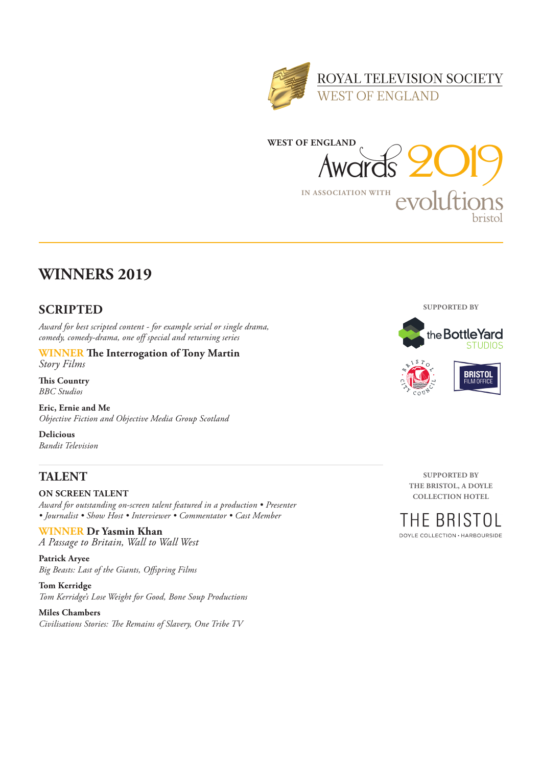ROYAL TELEVISION SOCIETY
WEST OF ENGLAND

WEST OF ENGLAND Awards 2019

IN ASSOCIATION WITH evolutions bristol

# WINNERS 2019

## SCRIPTED

*Award for best scripted content - for example serial or single drama, comedy, comedy-drama, one off special and returning series*

WINNER **The Interrogation of Tony Martin**
*Story Films*

**This Country**
*BBC Studios*

**Eric, Ernie and Me**
*Objective Fiction and Objective Media Group Scotland*

**Delicious**
*Bandit Television*

SUPPORTED BY

the Bottle Yard STUDIOS

BRISTOL CITY COUNCIL

BRISTOL FILM OFFICE

## TALENT

### ON SCREEN TALENT

*Award for outstanding on-screen talent featured in a production • Presenter • Journalist • Show Host • Interviewer • Commentator • Cast Member*

WINNER **Dr Yasmin Khan**
*A Passage to Britain, Wall to Wall West*

**Patrick Aryee**
*Big Beasts: Last of the Giants, Offspring Films*

**Tom Kerridge**
*Tom Kerridge's Lose Weight for Good, Bone Soup Productions*

**Miles Chambers**
*Civilisations Stories: The Remains of Slavery, One Tribe TV*

SUPPORTED BY
THE BRISTOL, A DOYLE COLLECTION HOTEL

THE BRISTOL
DOYLE COLLECTION • HARBOURSIDE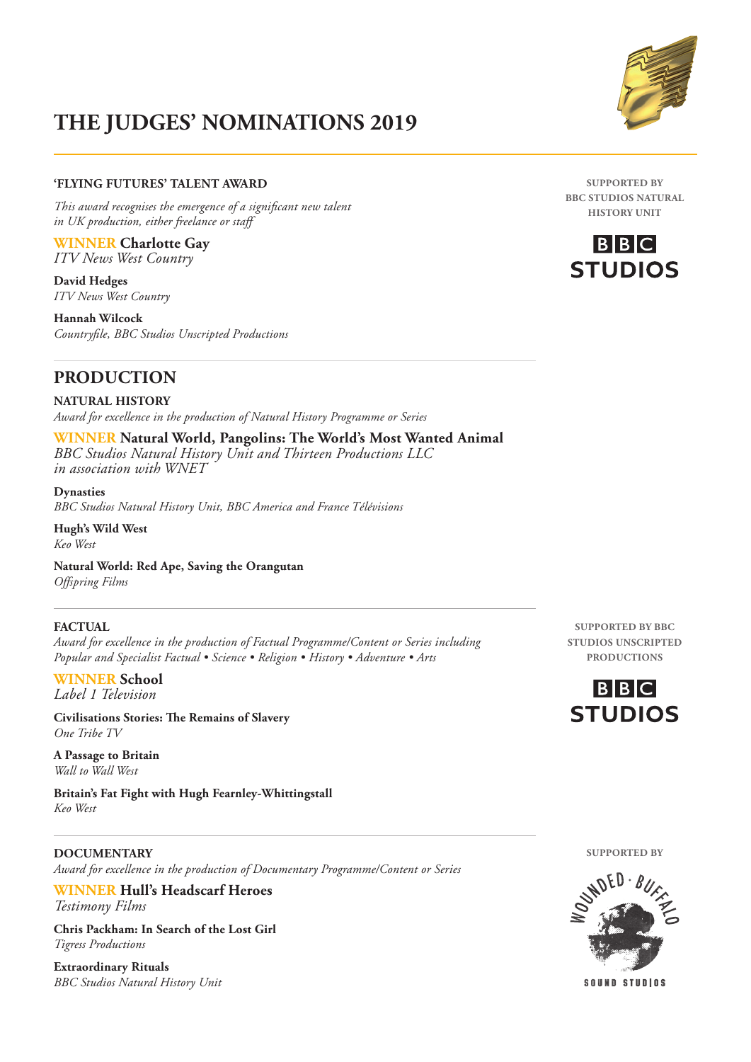# THE JUDGES' NOMINATIONS 2019

### 'FLYING FUTURES' TALENT AWARD

SUPPORTED BY BBC STUDIOS NATURAL HISTORY UNIT

*This award recognises the emergence of a significant new talent in UK production, either freelance or staff*

**WINNER Charlotte Gay**
*ITV News West Country*

**David Hedges**
*ITV News West Country*

**Hannah Wilcock**
*Countryfile, BBC Studios Unscripted Productions*

## PRODUCTION

### NATURAL HISTORY

*Award for excellence in the production of Natural History Programme or Series*

**WINNER Natural World, Pangolins: The World's Most Wanted Animal**
*BBC Studios Natural History Unit and Thirteen Productions LLC in association with WNET*

**Dynasties**
*BBC Studios Natural History Unit, BBC America and France Télévisions*

**Hugh's Wild West**
*Keo West*

**Natural World: Red Ape, Saving the Orangutan**
*Offspring Films*

### FACTUAL

SUPPORTED BY BBC STUDIOS UNSCRIPTED PRODUCTIONS

*Award for excellence in the production of Factual Programme/Content or Series including Popular and Specialist Factual • Science • Religion • History • Adventure • Arts*

**WINNER School**
*Label 1 Television*

**Civilisations Stories: The Remains of Slavery**
*One Tribe TV*

**A Passage to Britain**
*Wall to Wall West*

**Britain's Fat Fight with Hugh Fearnley-Whittingstall**
*Keo West*

### DOCUMENTARY

SUPPORTED BY WOUNDED BUFFALO SOUND STUDIOS

*Award for excellence in the production of Documentary Programme/Content or Series*

**WINNER Hull's Headscarf Heroes**
*Testimony Films*

**Chris Packham: In Search of the Lost Girl**
*Tigress Productions*

**Extraordinary Rituals**
*BBC Studios Natural History Unit*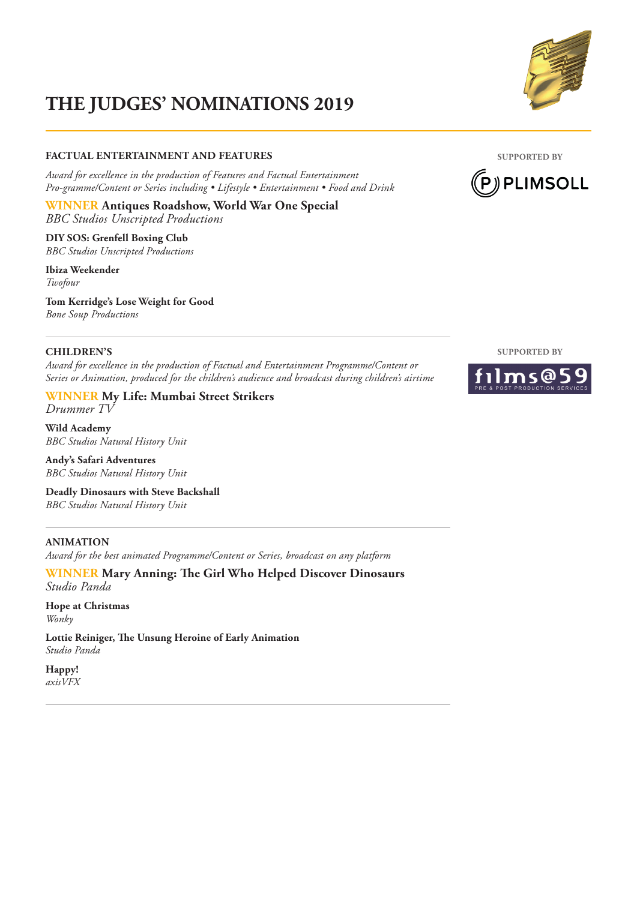# THE JUDGES' NOMINATIONS 2019

## FACTUAL ENTERTAINMENT AND FEATURES

SUPPORTED BY PLIMSOLL

*Award for excellence in the production of Features and Factual Entertainment Pro-gramme/Content or Series including • Lifestyle • Entertainment • Food and Drink*

**WINNER Antiques Roadshow, World War One Special**
*BBC Studios Unscripted Productions*

**DIY SOS: Grenfell Boxing Club**
*BBC Studios Unscripted Productions*

**Ibiza Weekender**
*Twofour*

**Tom Kerridge's Lose Weight for Good**
*Bone Soup Productions*

---

## CHILDREN'S

SUPPORTED BY films@59 PRE & POST PRODUCTION SERVICES

*Award for excellence in the production of Factual and Entertainment Programme/Content or Series or Animation, produced for the children's audience and broadcast during children's airtime*

**WINNER My Life: Mumbai Street Strikers**
*Drummer TV*

**Wild Academy**
*BBC Studios Natural History Unit*

**Andy's Safari Adventures**
*BBC Studios Natural History Unit*

**Deadly Dinosaurs with Steve Backshall**
*BBC Studios Natural History Unit*

---

## ANIMATION

*Award for the best animated Programme/Content or Series, broadcast on any platform*

**WINNER Mary Anning: The Girl Who Helped Discover Dinosaurs**
*Studio Panda*

**Hope at Christmas**
*Wonky*

**Lottie Reiniger, The Unsung Heroine of Early Animation**
*Studio Panda*

**Happy!**
*axisVFX*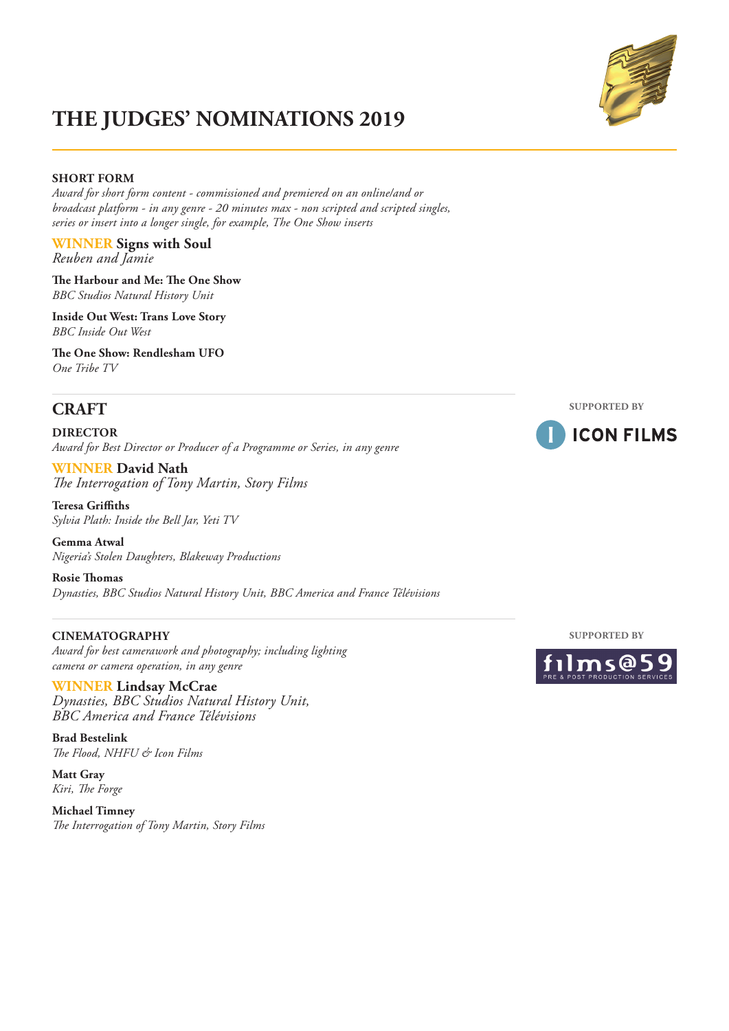# THE JUDGES' NOMINATIONS 2019

### SHORT FORM

*Award for short form content - commissioned and premiered on an online/and or broadcast platform - in any genre - 20 minutes max - non scripted and scripted singles, series or insert into a longer single, for example, The One Show inserts*

**WINNER Signs with Soul**
*Reuben and Jamie*

**The Harbour and Me: The One Show**
*BBC Studios Natural History Unit*

**Inside Out West: Trans Love Story**
*BBC Inside Out West*

**The One Show: Rendlesham UFO**
*One Tribe TV*

## CRAFT

SUPPORTED BY ICON FILMS

### DIRECTOR

*Award for Best Director or Producer of a Programme or Series, in any genre*

**WINNER David Nath**
*The Interrogation of Tony Martin, Story Films*

**Teresa Griffiths**
*Sylvia Plath: Inside the Bell Jar, Yeti TV*

**Gemma Atwal**
*Nigeria's Stolen Daughters, Blakeway Productions*

**Rosie Thomas**
*Dynasties, BBC Studios Natural History Unit, BBC America and France Télévisions*

### CINEMATOGRAPHY

SUPPORTED BY films@59 PRE & POST PRODUCTION SERVICES

*Award for best camerawork and photography; including lighting camera or camera operation, in any genre*

**WINNER Lindsay McCrae**
*Dynasties, BBC Studios Natural History Unit, BBC America and France Télévisions*

**Brad Bestelink**
*The Flood, NHFU & Icon Films*

**Matt Gray**
*Kiri, The Forge*

**Michael Timney**
*The Interrogation of Tony Martin, Story Films*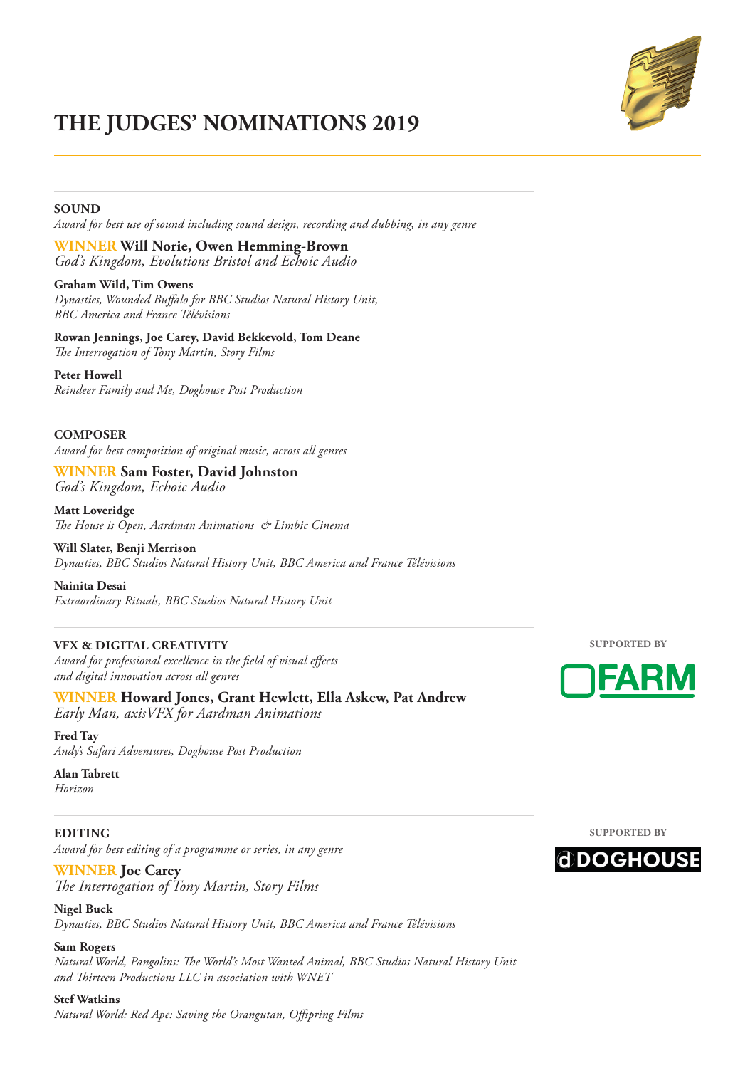# THE JUDGES' NOMINATIONS 2019

## SOUND

*Award for best use of sound including sound design, recording and dubbing, in any genre*

**WINNER Will Norie, Owen Hemming-Brown**
*God's Kingdom, Evolutions Bristol and Echoic Audio*

**Graham Wild, Tim Owens**
*Dynasties, Wounded Buffalo for BBC Studios Natural History Unit, BBC America and France Télévisions*

**Rowan Jennings, Joe Carey, David Bekkevold, Tom Deane**
*The Interrogation of Tony Martin, Story Films*

**Peter Howell**
*Reindeer Family and Me, Doghouse Post Production*

## COMPOSER

*Award for best composition of original music, across all genres*

**WINNER Sam Foster, David Johnston**
*God's Kingdom, Echoic Audio*

**Matt Loveridge**
*The House is Open, Aardman Animations & Limbic Cinema*

**Will Slater, Benji Merrison**
*Dynasties, BBC Studios Natural History Unit, BBC America and France Télévisions*

**Nainita Desai**
*Extraordinary Rituals, BBC Studios Natural History Unit*

## VFX & DIGITAL CREATIVITY

SUPPORTED BY FARM

*Award for professional excellence in the field of visual effects and digital innovation across all genres*

**WINNER Howard Jones, Grant Hewlett, Ella Askew, Pat Andrew**
*Early Man, axisVFX for Aardman Animations*

**Fred Tay**
*Andy's Safari Adventures, Doghouse Post Production*

**Alan Tabrett**
*Horizon*

## EDITING

SUPPORTED BY DOGHOUSE

*Award for best editing of a programme or series, in any genre*

**WINNER Joe Carey**
*The Interrogation of Tony Martin, Story Films*

**Nigel Buck**
*Dynasties, BBC Studios Natural History Unit, BBC America and France Télévisions*

**Sam Rogers**
*Natural World, Pangolins: The World's Most Wanted Animal, BBC Studios Natural History Unit and Thirteen Productions LLC in association with WNET*

**Stef Watkins**
*Natural World: Red Ape: Saving the Orangutan, Offspring Films*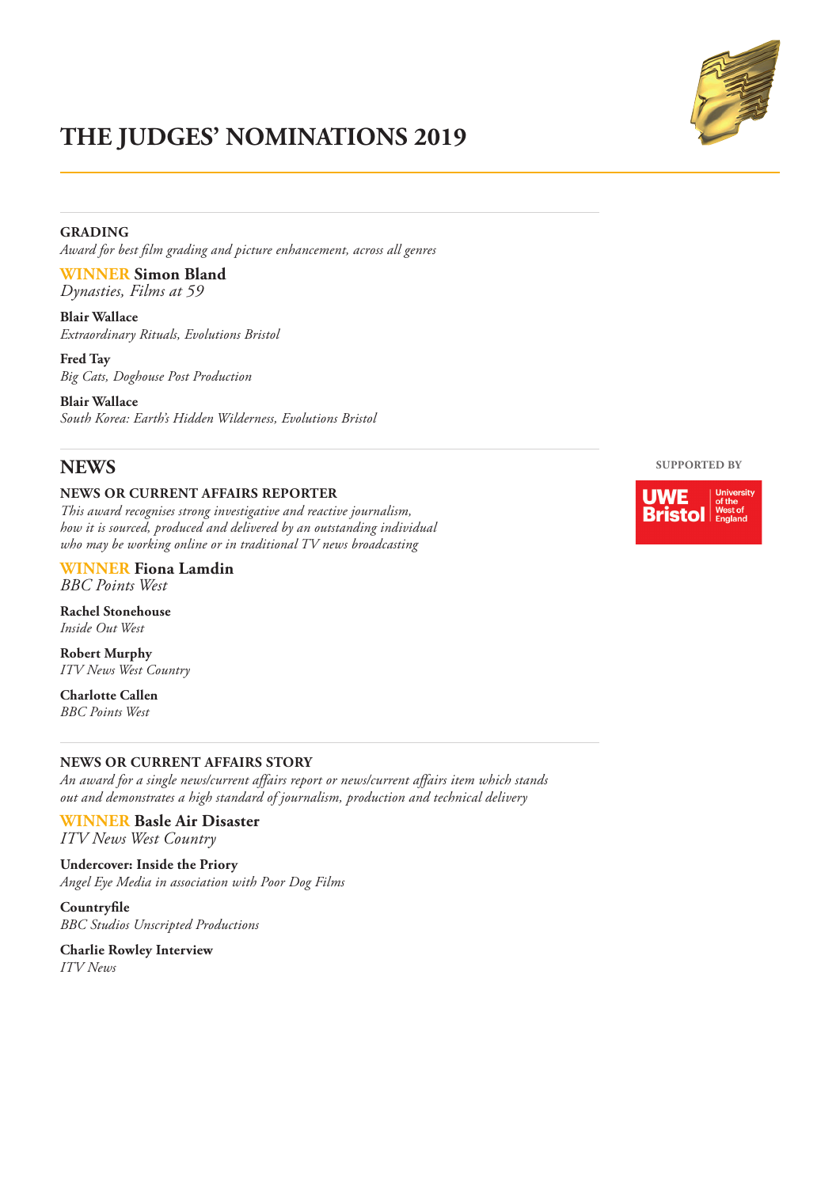# THE JUDGES' NOMINATIONS 2019

### GRADING

*Award for best film grading and picture enhancement, across all genres*

**WINNER Simon Bland**
*Dynasties, Films at 59*

**Blair Wallace**
*Extraordinary Rituals, Evolutions Bristol*

**Fred Tay**
*Big Cats, Doghouse Post Production*

**Blair Wallace**
*South Korea: Earth's Hidden Wilderness, Evolutions Bristol*

## NEWS

SUPPORTED BY

UWE Bristol University of the West of England

### NEWS OR CURRENT AFFAIRS REPORTER

*This award recognises strong investigative and reactive journalism, how it is sourced, produced and delivered by an outstanding individual who may be working online or in traditional TV news broadcasting*

**WINNER Fiona Lamdin**
*BBC Points West*

**Rachel Stonehouse**
*Inside Out West*

**Robert Murphy**
*ITV News West Country*

**Charlotte Callen**
*BBC Points West*

### NEWS OR CURRENT AFFAIRS STORY

*An award for a single news/current affairs report or news/current affairs item which stands out and demonstrates a high standard of journalism, production and technical delivery*

**WINNER Basle Air Disaster**
*ITV News West Country*

**Undercover: Inside the Priory**
*Angel Eye Media in association with Poor Dog Films*

**Countryfile**
*BBC Studios Unscripted Productions*

**Charlie Rowley Interview**
*ITV News*